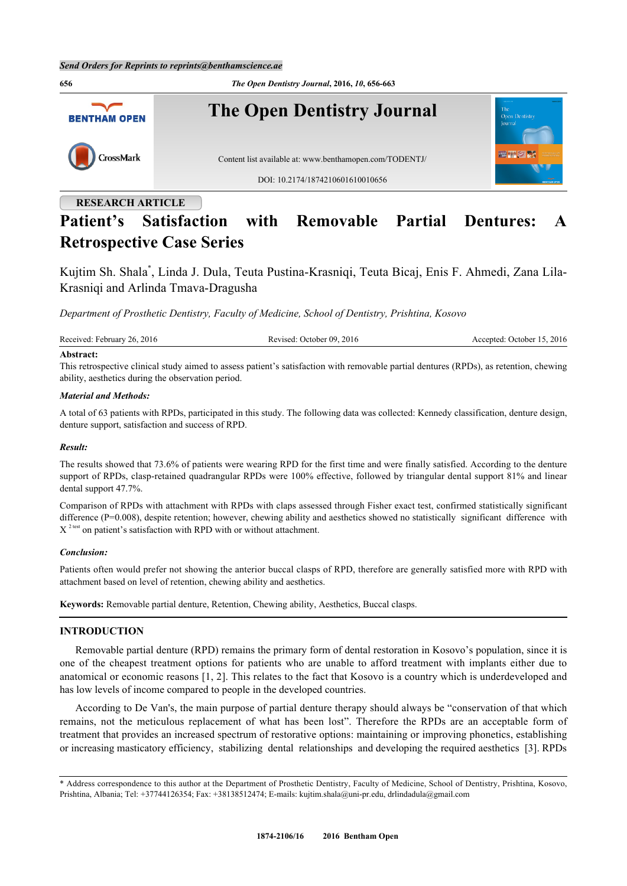**RESEARCH ARTICLE**

# Patient's Satisfaction with Removable Partial Dentures: A Retrospective Case Series

Kujtim Sh. Shala*, Linda J. Dula, Teuta Pustina-Krasniqi, Teuta Bicaj, Enis F. Ahmedi, Zana Lila-Krasniqi and Arlinda Tmava-Dragusha

*Department of Prosthetic Dentistry, Faculty of Medicine, School of Dentistry, Prishtina, Kosovo*

Received: February 26, 2016 Revised: October 09, 2016 Accepted: October 15, 2016

**Abstract:**

This retrospective clinical study aimed to assess patient's satisfaction with removable partial dentures (RPDs), as retention, chewing ability, aesthetics during the observation period.

***Material and Methods:***

A total of 63 patients with RPDs, participated in this study. The following data was collected: Kennedy classification, denture design, denture support, satisfaction and success of RPD.

***Result:***

The results showed that 73.6% of patients were wearing RPD for the first time and were finally satisfied. According to the denture support of RPDs, clasp-retained quadrangular RPDs were 100% effective, followed by triangular dental support 81% and linear dental support 47.7%.

Comparison of RPDs with attachment with RPDs with claps assessed through Fisher exact test, confirmed statistically significant difference (P=0.008), despite retention; however, chewing ability and aesthetics showed no statistically significant difference with $X^{2\ test}$ on patient's satisfaction with RPD with or without attachment.

***Conclusion:***

Patients often would prefer not showing the anterior buccal clasps of RPD, therefore are generally satisfied more with RPD with attachment based on level of retention, chewing ability and aesthetics.

**Keywords:** Removable partial denture, Retention, Chewing ability, Aesthetics, Buccal clasps.

## INTRODUCTION

Removable partial denture (RPD) remains the primary form of dental restoration in Kosovo's population, since it is one of the cheapest treatment options for patients who are unable to afford treatment with implants either due to anatomical or economic reasons [1, 2]. This relates to the fact that Kosovo is a country which is underdeveloped and has low levels of income compared to people in the developed countries.

According to De Van's, the main purpose of partial denture therapy should always be "conservation of that which remains, not the meticulous replacement of what has been lost". Therefore the RPDs are an acceptable form of treatment that provides an increased spectrum of restorative options: maintaining or improving phonetics, establishing or increasing masticatory efficiency, stabilizing dental relationships and developing the required aesthetics [3]. RPDs

* Address correspondence to this author at the Department of Prosthetic Dentistry, Faculty of Medicine, School of Dentistry, Prishtina, Kosovo, Prishtina, Albania; Tel: +37744126354; Fax: +38138512474; E-mails: kujtim.shala@uni-pr.edu, drlindadula@gmail.com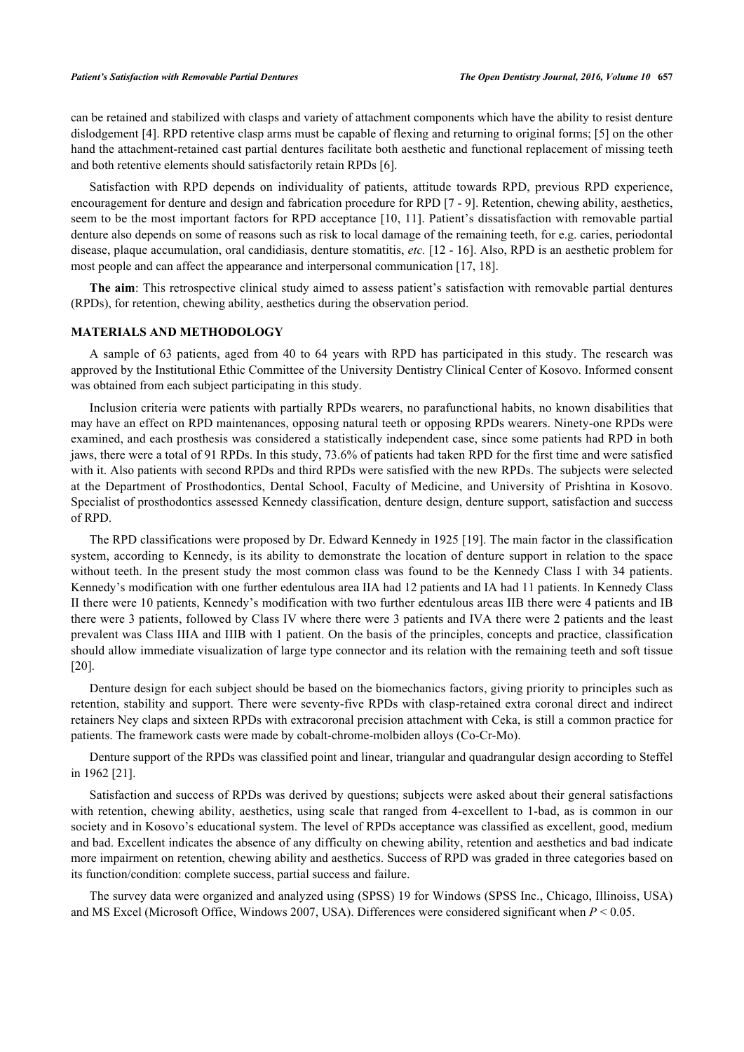can be retained and stabilized with clasps and variety of attachment components which have the ability to resist denture dislodgement [4]. RPD retentive clasp arms must be capable of flexing and returning to original forms; [5] on the other hand the attachment-retained cast partial dentures facilitate both aesthetic and functional replacement of missing teeth and both retentive elements should satisfactorily retain RPDs [6].

Satisfaction with RPD depends on individuality of patients, attitude towards RPD, previous RPD experience, encouragement for denture and design and fabrication procedure for RPD [7 - 9]. Retention, chewing ability, aesthetics, seem to be the most important factors for RPD acceptance [10, 11]. Patient's dissatisfaction with removable partial denture also depends on some of reasons such as risk to local damage of the remaining teeth, for e.g. caries, periodontal disease, plaque accumulation, oral candidiasis, denture stomatitis, *etc.* [12 - 16]. Also, RPD is an aesthetic problem for most people and can affect the appearance and interpersonal communication [17, 18].

**The aim**: This retrospective clinical study aimed to assess patient's satisfaction with removable partial dentures (RPDs), for retention, chewing ability, aesthetics during the observation period.

## MATERIALS AND METHODOLOGY

A sample of 63 patients, aged from 40 to 64 years with RPD has participated in this study. The research was approved by the Institutional Ethic Committee of the University Dentistry Clinical Center of Kosovo. Informed consent was obtained from each subject participating in this study.

Inclusion criteria were patients with partially RPDs wearers, no parafunctional habits, no known disabilities that may have an effect on RPD maintenances, opposing natural teeth or opposing RPDs wearers. Ninety-one RPDs were examined, and each prosthesis was considered a statistically independent case, since some patients had RPD in both jaws, there were a total of 91 RPDs. In this study, 73.6% of patients had taken RPD for the first time and were satisfied with it. Also patients with second RPDs and third RPDs were satisfied with the new RPDs. The subjects were selected at the Department of Prosthodontics, Dental School, Faculty of Medicine, and University of Prishtina in Kosovo. Specialist of prosthodontics assessed Kennedy classification, denture design, denture support, satisfaction and success of RPD.

The RPD classifications were proposed by Dr. Edward Kennedy in 1925 [19]. The main factor in the classification system, according to Kennedy, is its ability to demonstrate the location of denture support in relation to the space without teeth. In the present study the most common class was found to be the Kennedy Class I with 34 patients. Kennedy's modification with one further edentulous area IIA had 12 patients and IA had 11 patients. In Kennedy Class II there were 10 patients, Kennedy's modification with two further edentulous areas IIB there were 4 patients and IB there were 3 patients, followed by Class IV where there were 3 patients and IVA there were 2 patients and the least prevalent was Class IIIA and IIIB with 1 patient. On the basis of the principles, concepts and practice, classification should allow immediate visualization of large type connector and its relation with the remaining teeth and soft tissue [20].

Denture design for each subject should be based on the biomechanics factors, giving priority to principles such as retention, stability and support. There were seventy-five RPDs with clasp-retained extra coronal direct and indirect retainers Ney claps and sixteen RPDs with extracoronal precision attachment with Ceka, is still a common practice for patients. The framework casts were made by cobalt-chrome-molbiden alloys (Co-Cr-Mo).

Denture support of the RPDs was classified point and linear, triangular and quadrangular design according to Steffel in 1962 [21].

Satisfaction and success of RPDs was derived by questions; subjects were asked about their general satisfactions with retention, chewing ability, aesthetics, using scale that ranged from 4-excellent to 1-bad, as is common in our society and in Kosovo's educational system. The level of RPDs acceptance was classified as excellent, good, medium and bad. Excellent indicates the absence of any difficulty on chewing ability, retention and aesthetics and bad indicate more impairment on retention, chewing ability and aesthetics. Success of RPD was graded in three categories based on its function/condition: complete success, partial success and failure.

The survey data were organized and analyzed using (SPSS) 19 for Windows (SPSS Inc., Chicago, Illinoiss, USA) and MS Excel (Microsoft Office, Windows 2007, USA). Differences were considered significant when $P < 0.05$.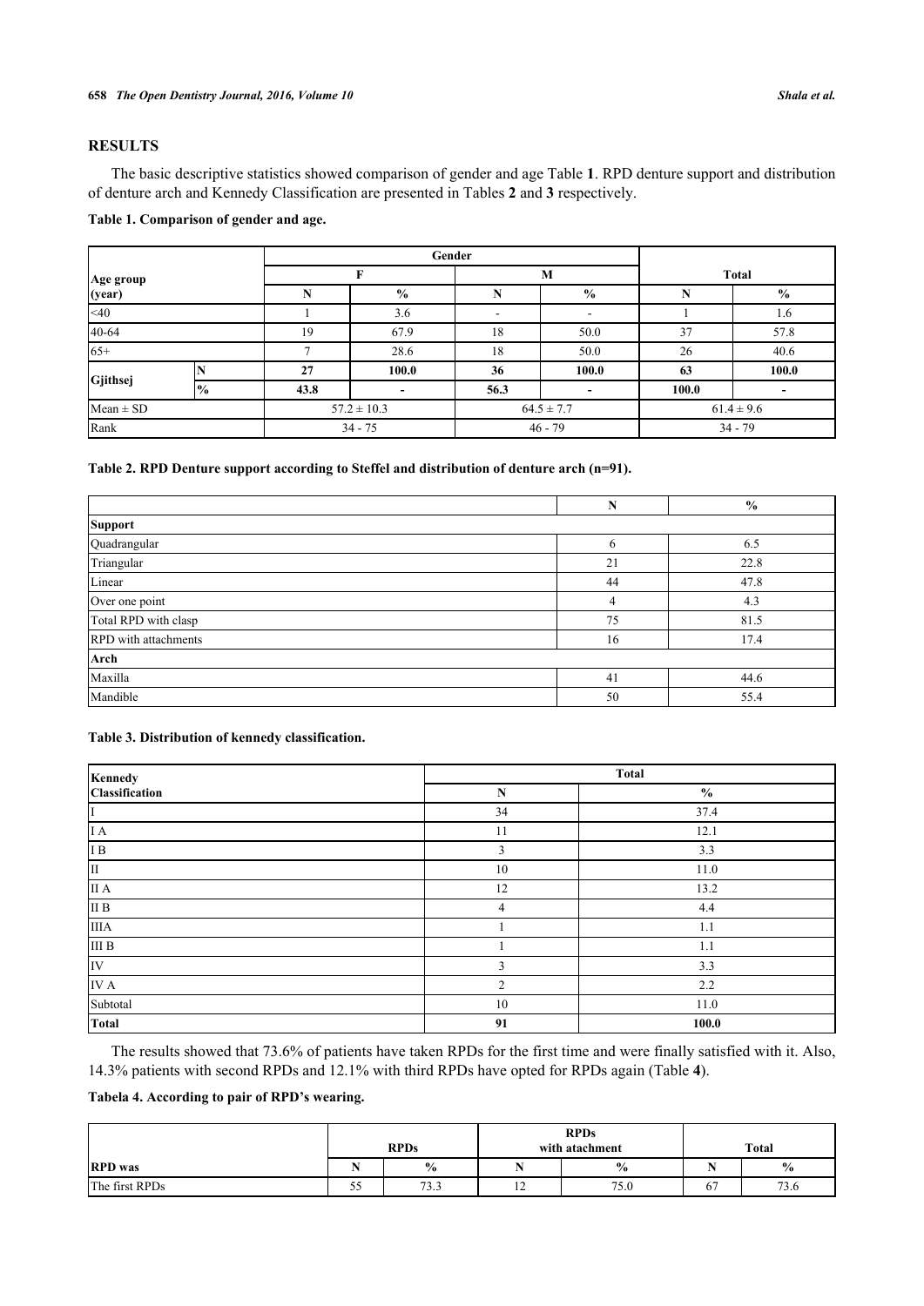## RESULTS

The basic descriptive statistics showed comparison of gender and age Table **1**. RPD denture support and distribution of denture arch and Kennedy Classification are presented in Tables **2** and **3** respectively.

**Table 1. Comparison of gender and age.**

| Age group (year) | | Gender | | | | Total | |
|---|---|---|---|---|---|---|---|
| | | F | | M | | | |
| | | N | % | N | % | N | % |
| <40 | | 1 | 3.6 | - | - | 1 | 1.6 |
| 40-64 | | 19 | 67.9 | 18 | 50.0 | 37 | 57.8 |
| 65+ | | 7 | 28.6 | 18 | 50.0 | 26 | 40.6 |
| Gjithsej | N | **27** | **100.0** | **36** | **100.0** | **63** | **100.0** |
| | % | **43.8** | **-** | **56.3** | **-** | **100.0** | **-** |
| Mean ± SD | | 57.2 ± 10.3 | | 64.5 ± 7.7 | | 61.4 ± 9.6 | |
| Rank | | 34 - 75 | | 46 - 79 | | 34 - 79 | |

**Table 2. RPD Denture support according to Steffel and distribution of denture arch (n=91).**

| | N | % |
|---|---|---|
| **Support** | | |
| Quadrangular | 6 | 6.5 |
| Triangular | 21 | 22.8 |
| Linear | 44 | 47.8 |
| Over one point | 4 | 4.3 |
| Total RPD with clasp | 75 | 81.5 |
| RPD with attachments | 16 | 17.4 |
| **Arch** | | |
| Maxilla | 41 | 44.6 |
| Mandible | 50 | 55.4 |

**Table 3. Distribution of kennedy classification.**

| Kennedy Classification | Total | |
|---|---|---|
| | N | % |
| I | 34 | 37.4 |
| I A | 11 | 12.1 |
| I B | 3 | 3.3 |
| II | 10 | 11.0 |
| II A | 12 | 13.2 |
| II B | 4 | 4.4 |
| IIIA | 1 | 1.1 |
| III B | 1 | 1.1 |
| IV | 3 | 3.3 |
| IV A | 2 | 2.2 |
| Subtotal | 10 | 11.0 |
| **Total** | **91** | **100.0** |

The results showed that 73.6% of patients have taken RPDs for the first time and were finally satisfied with it. Also, 14.3% patients with second RPDs and 12.1% with third RPDs have opted for RPDs again (Table **4**).

**Tabela 4. According to pair of RPD's wearing.**

| RPD was | RPDs | | RPDs with atachment | | Total | |
|---|---|---|---|---|---|---|
| | N | % | N | % | N | % |
| The first RPDs | 55 | 73.3 | 12 | 75.0 | 67 | 73.6 |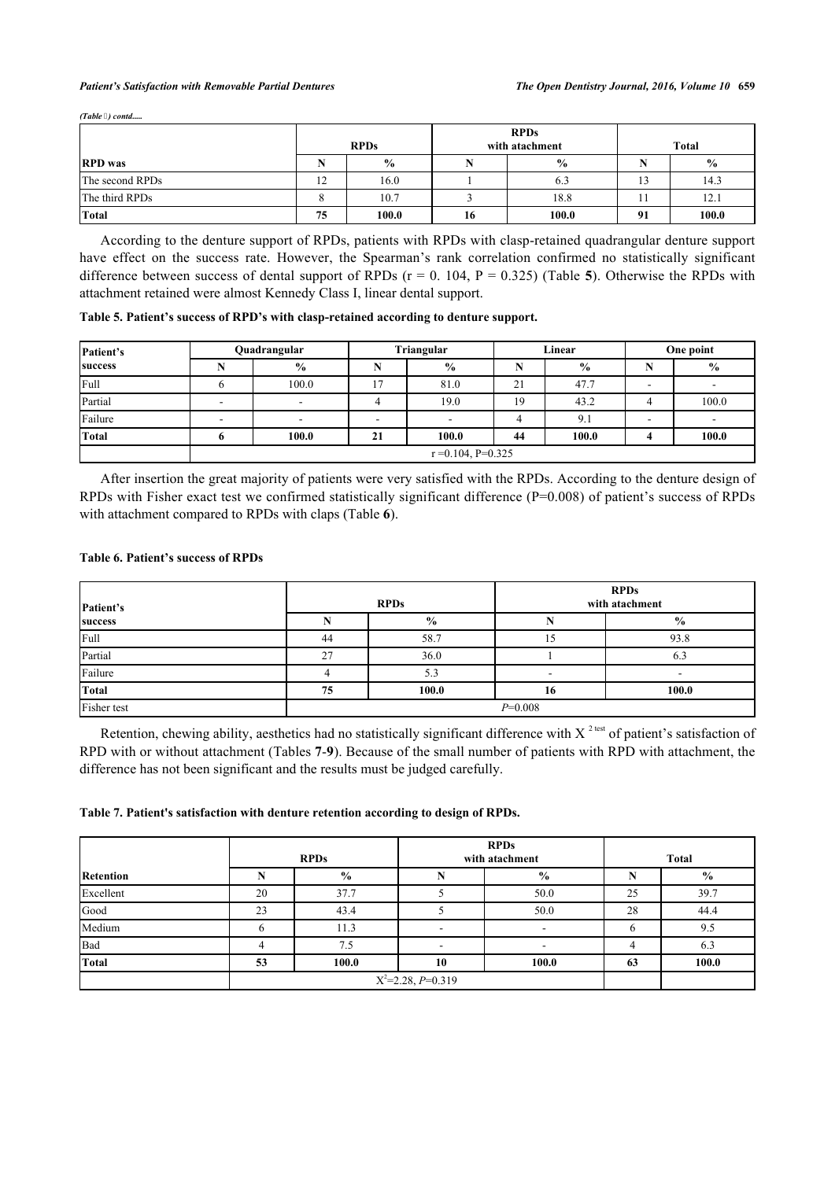*(Table ) contd.....*

| | RPDs | | RPDs with atachment | | Total | |
|---|---|---|---|---|---|---|
| **RPD was** | **N** | **%** | **N** | **%** | **N** | **%** |
| The second RPDs | 12 | 16.0 | 1 | 6.3 | 13 | 14.3 |
| The third RPDs | 8 | 10.7 | 3 | 18.8 | 11 | 12.1 |
| **Total** | **75** | **100.0** | **16** | **100.0** | **91** | **100.0** |

According to the denture support of RPDs, patients with RPDs with clasp-retained quadrangular denture support have effect on the success rate. However, the Spearman's rank correlation confirmed no statistically significant difference between success of dental support of RPDs (r = 0. 104, P = 0.325) (Table **5**). Otherwise the RPDs with attachment retained were almost Kennedy Class I, linear dental support.

**Table 5. Patient's success of RPD's with clasp-retained according to denture support.**

| Patient's | Quadrangular | | Triangular | | Linear | | One point | |
|---|---|---|---|---|---|---|---|---|
| **success** | **N** | **%** | **N** | **%** | **N** | **%** | **N** | **%** |
| Full | 6 | 100.0 | 17 | 81.0 | 21 | 47.7 | - | - |
| Partial | - | - | 4 | 19.0 | 19 | 43.2 | 4 | 100.0 |
| Failure | - | - | - | - | 4 | 9.1 | - | - |
| **Total** | **6** | **100.0** | **21** | **100.0** | **44** | **100.0** | **4** | **100.0** |
| | r =0.104, P=0.325 | | | | | | | |

After insertion the great majority of patients were very satisfied with the RPDs. According to the denture design of RPDs with Fisher exact test we confirmed statistically significant difference (P=0.008) of patient's success of RPDs with attachment compared to RPDs with claps (Table **6**).

**Table 6. Patient's success of RPDs**

| Patient's | RPDs | | RPDs with atachment | |
|---|---|---|---|---|
| **success** | **N** | **%** | **N** | **%** |
| Full | 44 | 58.7 | 15 | 93.8 |
| Partial | 27 | 36.0 | 1 | 6.3 |
| Failure | 4 | 5.3 | - | - |
| **Total** | **75** | **100.0** | **16** | **100.0** |
| Fisher test | *P*=0.008 | | | |

Retention, chewing ability, aesthetics had no statistically significant difference with $X^{2\ test}$ of patient's satisfaction of RPD with or without attachment (Tables **7**-**9**). Because of the small number of patients with RPD with attachment, the difference has not been significant and the results must be judged carefully.

**Table 7. Patient's satisfaction with denture retention according to design of RPDs.**

| | RPDs | | RPDs with atachment | | Total | |
|---|---|---|---|---|---|---|
| **Retention** | **N** | **%** | **N** | **%** | **N** | **%** |
| Excellent | 20 | 37.7 | 5 | 50.0 | 25 | 39.7 |
| Good | 23 | 43.4 | 5 | 50.0 | 28 | 44.4 |
| Medium | 6 | 11.3 | - | - | 6 | 9.5 |
| Bad | 4 | 7.5 | - | - | 4 | 6.3 |
| **Total** | **53** | **100.0** | **10** | **100.0** | **63** | **100.0** |
| | $X^2$=2.28, *P*=0.319 | | | | | |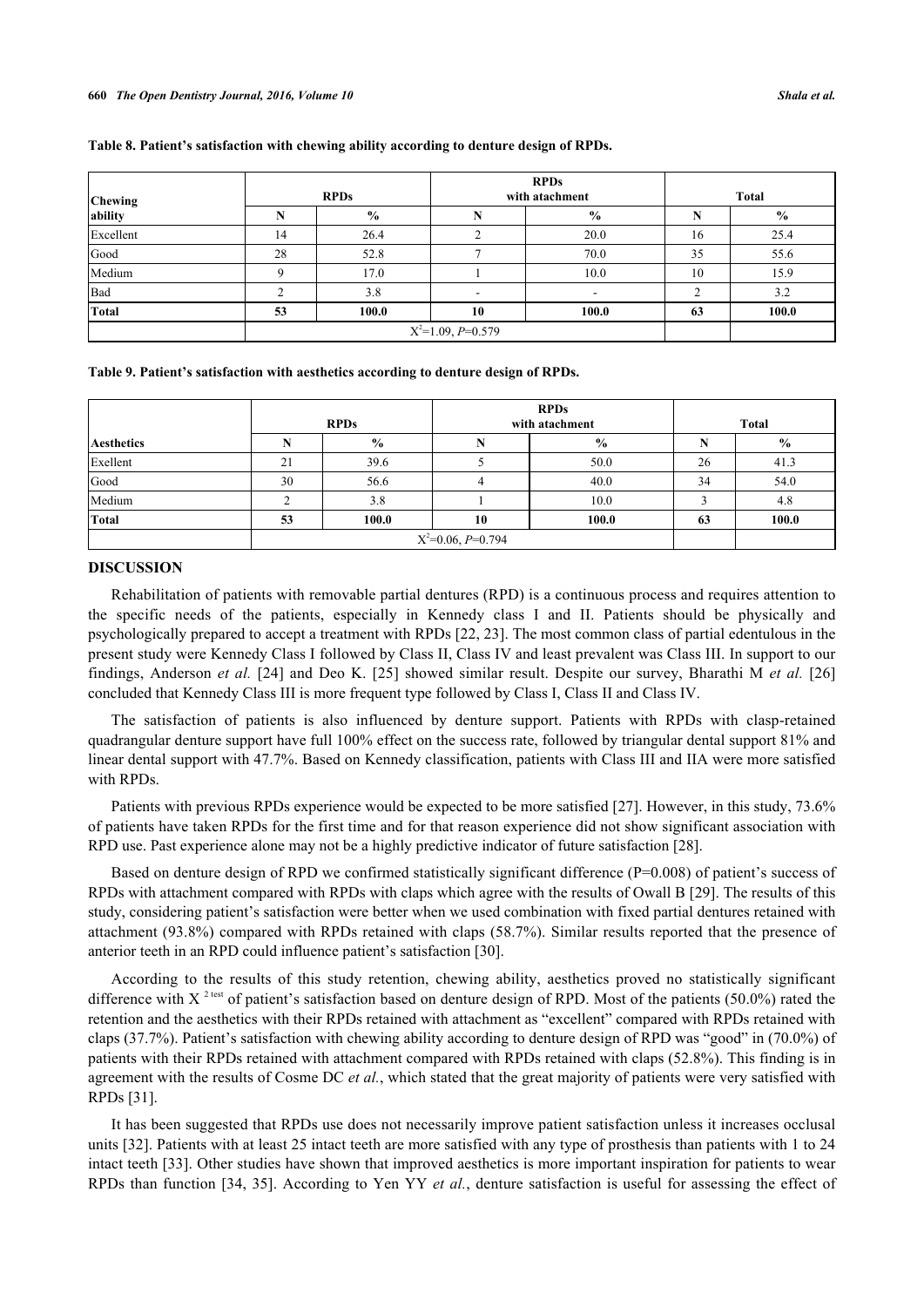**Table 8. Patient's satisfaction with chewing ability according to denture design of RPDs.**

| Chewing ability | RPDs | | RPDs with atachment | | Total | |
|---|---|---|---|---|---|---|
| | N | % | N | % | N | % |
| Excellent | 14 | 26.4 | 2 | 20.0 | 16 | 25.4 |
| Good | 28 | 52.8 | 7 | 70.0 | 35 | 55.6 |
| Medium | 9 | 17.0 | 1 | 10.0 | 10 | 15.9 |
| Bad | 2 | 3.8 | - | - | 2 | 3.2 |
| **Total** | **53** | **100.0** | **10** | **100.0** | **63** | **100.0** |
| | $X^2$=1.09, *P*=0.579 | | | | | |

**Table 9. Patient's satisfaction with aesthetics according to denture design of RPDs.**

| Aesthetics | RPDs | | RPDs with atachment | | Total | |
|---|---|---|---|---|---|---|
| | N | % | N | % | N | % |
| Exellent | 21 | 39.6 | 5 | 50.0 | 26 | 41.3 |
| Good | 30 | 56.6 | 4 | 40.0 | 34 | 54.0 |
| Medium | 2 | 3.8 | 1 | 10.0 | 3 | 4.8 |
| **Total** | **53** | **100.0** | **10** | **100.0** | **63** | **100.0** |
| | $X^2$=0.06, *P*=0.794 | | | | | |

## DISCUSSION

Rehabilitation of patients with removable partial dentures (RPD) is a continuous process and requires attention to the specific needs of the patients, especially in Kennedy class I and II. Patients should be physically and psychologically prepared to accept a treatment with RPDs [22, 23]. The most common class of partial edentulous in the present study were Kennedy Class I followed by Class II, Class IV and least prevalent was Class III. In support to our findings, Anderson *et al.* [24] and Deo K. [25] showed similar result. Despite our survey, Bharathi M *et al.* [26] concluded that Kennedy Class III is more frequent type followed by Class I, Class II and Class IV.

The satisfaction of patients is also influenced by denture support. Patients with RPDs with clasp-retained quadrangular denture support have full 100% effect on the success rate, followed by triangular dental support 81% and linear dental support with 47.7%. Based on Kennedy classification, patients with Class III and IIA were more satisfied with RPDs.

Patients with previous RPDs experience would be expected to be more satisfied [27]. However, in this study, 73.6% of patients have taken RPDs for the first time and for that reason experience did not show significant association with RPD use. Past experience alone may not be a highly predictive indicator of future satisfaction [28].

Based on denture design of RPD we confirmed statistically significant difference (P=0.008) of patient's success of RPDs with attachment compared with RPDs with claps which agree with the results of Owall B [29]. The results of this study, considering patient's satisfaction were better when we used combination with fixed partial dentures retained with attachment (93.8%) compared with RPDs retained with claps (58.7%). Similar results reported that the presence of anterior teeth in an RPD could influence patient's satisfaction [30].

According to the results of this study retention, chewing ability, aesthetics proved no statistically significant difference with $X^{2\text{ test}}$ of patient's satisfaction based on denture design of RPD. Most of the patients (50.0%) rated the retention and the aesthetics with their RPDs retained with attachment as "excellent" compared with RPDs retained with claps (37.7%). Patient's satisfaction with chewing ability according to denture design of RPD was "good" in (70.0%) of patients with their RPDs retained with attachment compared with RPDs retained with claps (52.8%). This finding is in agreement with the results of Cosme DC *et al.*, which stated that the great majority of patients were very satisfied with RPDs [31].

It has been suggested that RPDs use does not necessarily improve patient satisfaction unless it increases occlusal units [32]. Patients with at least 25 intact teeth are more satisfied with any type of prosthesis than patients with 1 to 24 intact teeth [33]. Other studies have shown that improved aesthetics is more important inspiration for patients to wear RPDs than function [34, 35]. According to Yen YY *et al.*, denture satisfaction is useful for assessing the effect of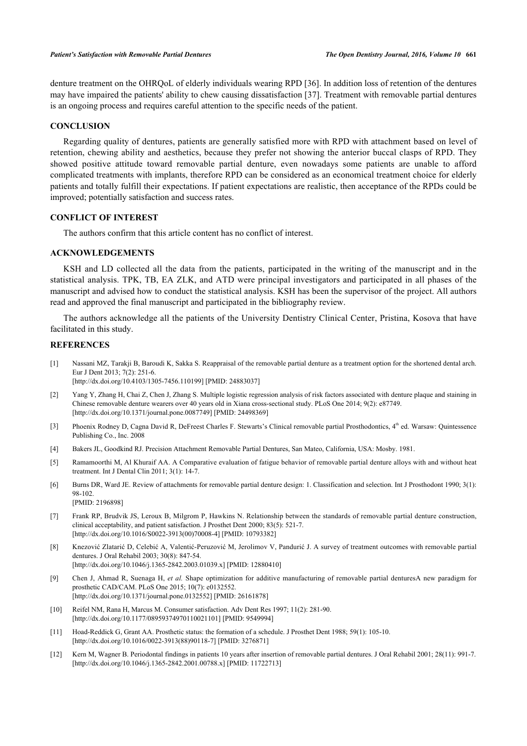denture treatment on the OHRQoL of elderly individuals wearing RPD [36]. In addition loss of retention of the dentures may have impaired the patients' ability to chew causing dissatisfaction [37]. Treatment with removable partial dentures is an ongoing process and requires careful attention to the specific needs of the patient.

## CONCLUSION

Regarding quality of dentures, patients are generally satisfied more with RPD with attachment based on level of retention, chewing ability and aesthetics, because they prefer not showing the anterior buccal clasps of RPD. They showed positive attitude toward removable partial denture, even nowadays some patients are unable to afford complicated treatments with implants, therefore RPD can be considered as an economical treatment choice for elderly patients and totally fulfill their expectations. If patient expectations are realistic, then acceptance of the RPDs could be improved; potentially satisfaction and success rates.

## CONFLICT OF INTEREST

The authors confirm that this article content has no conflict of interest.

## ACKNOWLEDGEMENTS

KSH and LD collected all the data from the patients, participated in the writing of the manuscript and in the statistical analysis. TPK, TB, EA ZLK, and ATD were principal investigators and participated in all phases of the manuscript and advised how to conduct the statistical analysis. KSH has been the supervisor of the project. All authors read and approved the final manuscript and participated in the bibliography review.

The authors acknowledge all the patients of the University Dentistry Clinical Center, Pristina, Kosova that have facilitated in this study.

## REFERENCES

[1] Nassani MZ, Tarakji B, Baroudi K, Sakka S. Reappraisal of the removable partial denture as a treatment option for the shortened dental arch. Eur J Dent 2013; 7(2): 251-6. [http://dx.doi.org/10.4103/1305-7456.110199] [PMID: 24883037]

[2] Yang Y, Zhang H, Chai Z, Chen J, Zhang S. Multiple logistic regression analysis of risk factors associated with denture plaque and staining in Chinese removable denture wearers over 40 years old in Xiana cross-sectional study. PLoS One 2014; 9(2): e87749. [http://dx.doi.org/10.1371/journal.pone.0087749] [PMID: 24498369]

[3] Phoenix Rodney D, Cagna David R, DeFreest Charles F. Stewarts's Clinical removable partial Prosthodontics, 4th ed. Warsaw: Quintessence Publishing Co., Inc. 2008

[4] Bakers JL, Goodkind RJ. Precision Attachment Removable Partial Dentures, San Mateo, California, USA: Mosby. 1981.

[5] Ramamoorthi M, Al Khuraif AA. A Comparative evaluation of fatigue behavior of removable partial denture alloys with and without heat treatment. Int J Dental Clin 2011; 3(1): 14-7.

[6] Burns DR, Ward JE. Review of attachments for removable partial denture design: 1. Classification and selection. Int J Prosthodont 1990; 3(1): 98-102. [PMID: 2196898]

[7] Frank RP, Brudvik JS, Leroux B, Milgrom P, Hawkins N. Relationship between the standards of removable partial denture construction, clinical acceptability, and patient satisfaction. J Prosthet Dent 2000; 83(5): 521-7. [http://dx.doi.org/10.1016/S0022-3913(00)70008-4] [PMID: 10793382]

[8] Knezović Zlatarić D, Celebić A, Valentić-Peruzović M, Jerolimov V, Pandurić J. A survey of treatment outcomes with removable partial dentures. J Oral Rehabil 2003; 30(8): 847-54. [http://dx.doi.org/10.1046/j.1365-2842.2003.01039.x] [PMID: 12880410]

[9] Chen J, Ahmad R, Suenaga H, *et al.* Shape optimization for additive manufacturing of removable partial denturesA new paradigm for prosthetic CAD/CAM. PLoS One 2015; 10(7): e0132552. [http://dx.doi.org/10.1371/journal.pone.0132552] [PMID: 26161878]

[10] Reifel NM, Rana H, Marcus M. Consumer satisfaction. Adv Dent Res 1997; 11(2): 281-90. [http://dx.doi.org/10.1177/08959374970110021101] [PMID: 9549994]

[11] Hoad-Reddick G, Grant AA. Prosthetic status: the formation of a schedule. J Prosthet Dent 1988; 59(1): 105-10. [http://dx.doi.org/10.1016/0022-3913(88)90118-7] [PMID: 3276871]

[12] Kern M, Wagner B. Periodontal findings in patients 10 years after insertion of removable partial dentures. J Oral Rehabil 2001; 28(11): 991-7. [http://dx.doi.org/10.1046/j.1365-2842.2001.00788.x] [PMID: 11722713]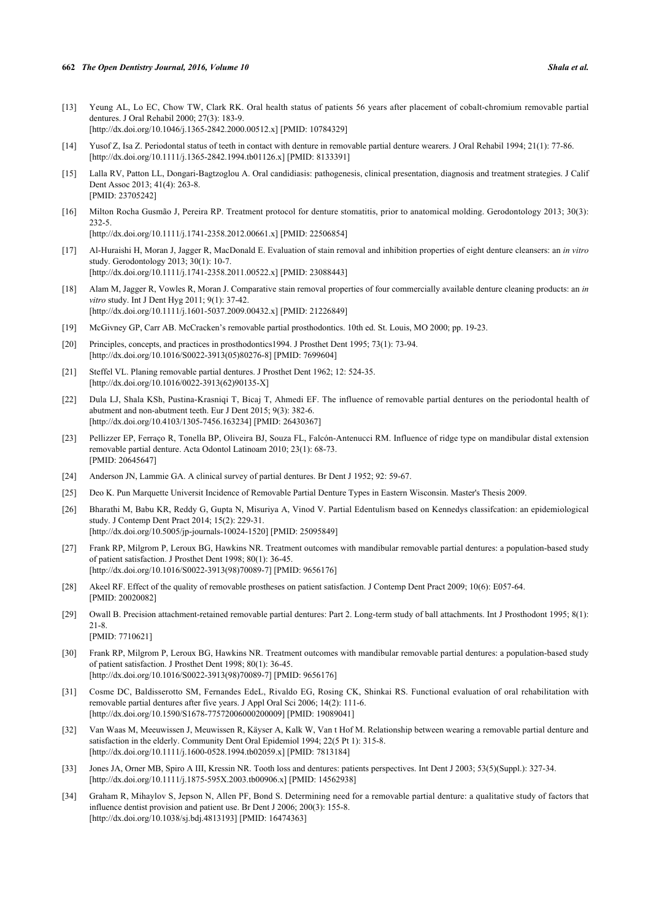[13] Yeung AL, Lo EC, Chow TW, Clark RK. Oral health status of patients 56 years after placement of cobalt-chromium removable partial dentures. J Oral Rehabil 2000; 27(3): 183-9.
[http://dx.doi.org/10.1046/j.1365-2842.2000.00512.x] [PMID: 10784329]

[14] Yusof Z, Isa Z. Periodontal status of teeth in contact with denture in removable partial denture wearers. J Oral Rehabil 1994; 21(1): 77-86.
[http://dx.doi.org/10.1111/j.1365-2842.1994.tb01126.x] [PMID: 8133391]

[15] Lalla RV, Patton LL, Dongari-Bagtzoglou A. Oral candidiasis: pathogenesis, clinical presentation, diagnosis and treatment strategies. J Calif Dent Assoc 2013; 41(4): 263-8.
[PMID: 23705242]

[16] Milton Rocha Gusmão J, Pereira RP. Treatment protocol for denture stomatitis, prior to anatomical molding. Gerodontology 2013; 30(3): 232-5.
[http://dx.doi.org/10.1111/j.1741-2358.2012.00661.x] [PMID: 22506854]

[17] Al-Huraishi H, Moran J, Jagger R, MacDonald E. Evaluation of stain removal and inhibition properties of eight denture cleansers: an *in vitro* study. Gerodontology 2013; 30(1): 10-7.
[http://dx.doi.org/10.1111/j.1741-2358.2011.00522.x] [PMID: 23088443]

[18] Alam M, Jagger R, Vowles R, Moran J. Comparative stain removal properties of four commercially available denture cleaning products: an *in vitro* study. Int J Dent Hyg 2011; 9(1): 37-42.
[http://dx.doi.org/10.1111/j.1601-5037.2009.00432.x] [PMID: 21226849]

[19] McGivney GP, Carr AB. McCracken's removable partial prosthodontics. 10th ed. St. Louis, MO 2000; pp. 19-23.

[20] Principles, concepts, and practices in prosthodontics1994. J Prosthet Dent 1995; 73(1): 73-94.
[http://dx.doi.org/10.1016/S0022-3913(05)80276-8] [PMID: 7699604]

[21] Steffel VL. Planing removable partial dentures. J Prosthet Dent 1962; 12: 524-35.
[http://dx.doi.org/10.1016/0022-3913(62)90135-X]

[22] Dula LJ, Shala KSh, Pustina-Krasniqi T, Bicaj T, Ahmedi EF. The influence of removable partial dentures on the periodontal health of abutment and non-abutment teeth. Eur J Dent 2015; 9(3): 382-6.
[http://dx.doi.org/10.4103/1305-7456.163234] [PMID: 26430367]

[23] Pellizzer EP, Ferraço R, Tonella BP, Oliveira BJ, Souza FL, Falcón-Antenucci RM. Influence of ridge type on mandibular distal extension removable partial denture. Acta Odontol Latinoam 2010; 23(1): 68-73.
[PMID: 20645647]

[24] Anderson JN, Lammie GA. A clinical survey of partial dentures. Br Dent J 1952; 92: 59-67.

[25] Deo K. Pun Marquette Universit Incidence of Removable Partial Denture Types in Eastern Wisconsin. Master's Thesis 2009.

[26] Bharathi M, Babu KR, Reddy G, Gupta N, Misuriya A, Vinod V. Partial Edentulism based on Kennedys classifcation: an epidemiological study. J Contemp Dent Pract 2014; 15(2): 229-31.
[http://dx.doi.org/10.5005/jp-journals-10024-1520] [PMID: 25095849]

[27] Frank RP, Milgrom P, Leroux BG, Hawkins NR. Treatment outcomes with mandibular removable partial dentures: a population-based study of patient satisfaction. J Prosthet Dent 1998; 80(1): 36-45.
[http://dx.doi.org/10.1016/S0022-3913(98)70089-7] [PMID: 9656176]

[28] Akeel RF. Effect of the quality of removable prostheses on patient satisfaction. J Contemp Dent Pract 2009; 10(6): E057-64.
[PMID: 20020082]

[29] Owall B. Precision attachment-retained removable partial dentures: Part 2. Long-term study of ball attachments. Int J Prosthodont 1995; 8(1): 21-8.
[PMID: 7710621]

[30] Frank RP, Milgrom P, Leroux BG, Hawkins NR. Treatment outcomes with mandibular removable partial dentures: a population-based study of patient satisfaction. J Prosthet Dent 1998; 80(1): 36-45.
[http://dx.doi.org/10.1016/S0022-3913(98)70089-7] [PMID: 9656176]

[31] Cosme DC, Baldisserotto SM, Fernandes EdeL, Rivaldo EG, Rosing CK, Shinkai RS. Functional evaluation of oral rehabilitation with removable partial dentures after five years. J Appl Oral Sci 2006; 14(2): 111-6.
[http://dx.doi.org/10.1590/S1678-77572006000200009] [PMID: 19089041]

[32] Van Waas M, Meeuwissen J, Meuwissen R, Käyser A, Kalk W, Van t Hof M. Relationship between wearing a removable partial denture and satisfaction in the elderly. Community Dent Oral Epidemiol 1994; 22(5 Pt 1): 315-8.
[http://dx.doi.org/10.1111/j.1600-0528.1994.tb02059.x] [PMID: 7813184]

[33] Jones JA, Orner MB, Spiro A III, Kressin NR. Tooth loss and dentures: patients perspectives. Int Dent J 2003; 53(5)(Suppl.): 327-34.
[http://dx.doi.org/10.1111/j.1875-595X.2003.tb00906.x] [PMID: 14562938]

[34] Graham R, Mihaylov S, Jepson N, Allen PF, Bond S. Determining need for a removable partial denture: a qualitative study of factors that influence dentist provision and patient use. Br Dent J 2006; 200(3): 155-8.
[http://dx.doi.org/10.1038/sj.bdj.4813193] [PMID: 16474363]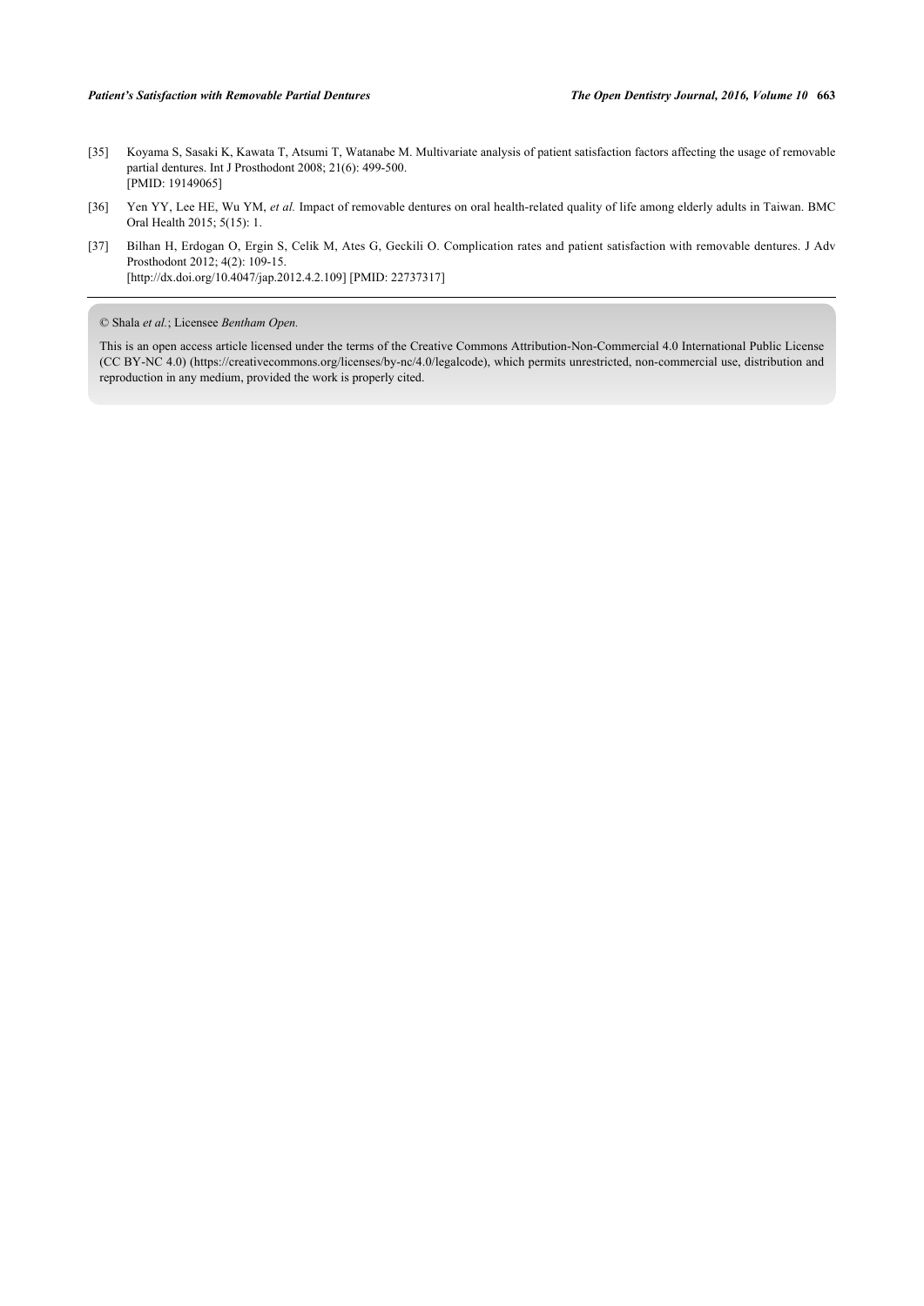[35] Koyama S, Sasaki K, Kawata T, Atsumi T, Watanabe M. Multivariate analysis of patient satisfaction factors affecting the usage of removable partial dentures. Int J Prosthodont 2008; 21(6): 499-500.
[PMID: 19149065]

[36] Yen YY, Lee HE, Wu YM, *et al.* Impact of removable dentures on oral health-related quality of life among elderly adults in Taiwan. BMC Oral Health 2015; 5(15): 1.

[37] Bilhan H, Erdogan O, Ergin S, Celik M, Ates G, Geckili O. Complication rates and patient satisfaction with removable dentures. J Adv Prosthodont 2012; 4(2): 109-15.
[http://dx.doi.org/10.4047/jap.2012.4.2.109] [PMID: 22737317]

---

© Shala *et al.*; Licensee *Bentham Open.*

This is an open access article licensed under the terms of the Creative Commons Attribution-Non-Commercial 4.0 International Public License (CC BY-NC 4.0) (https://creativecommons.org/licenses/by-nc/4.0/legalcode), which permits unrestricted, non-commercial use, distribution and reproduction in any medium, provided the work is properly cited.